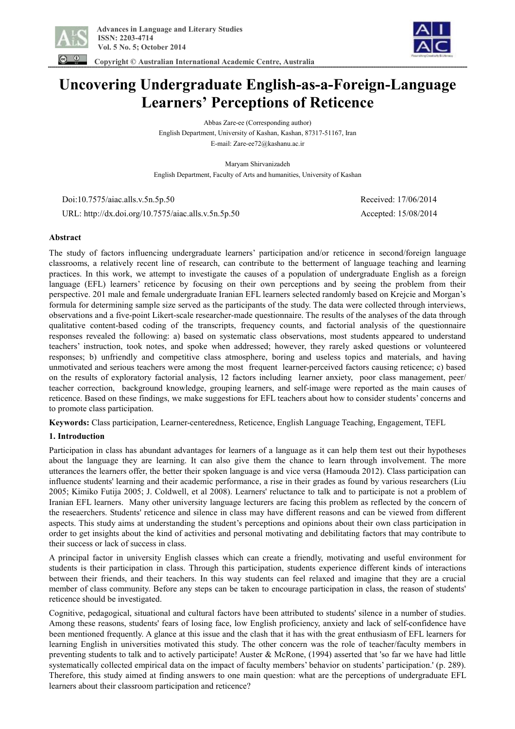# Uncovering Undergraduate English-as-a-Foreign-Language Learners' Perceptions of Reticence

Abbas Zare-ee (Corresponding author)
English Department, University of Kashan, Kashan, 87317-51167, Iran
E-mail: Zare-ee72@kashanu.ac.ir

Maryam Shirvanizadeh
English Department, Faculty of Arts and humanities, University of Kashan

Doi:10.7575/aiac.alls.v.5n.5p.50 Received: 17/06/2014
URL: http://dx.doi.org/10.7575/aiac.alls.v.5n.5p.50 Accepted: 15/08/2014

**Abstract**

The study of factors influencing undergraduate learners' participation and/or reticence in second/foreign language classrooms, a relatively recent line of research, can contribute to the betterment of language teaching and learning practices. In this work, we attempt to investigate the causes of a population of undergraduate English as a foreign language (EFL) learners' reticence by focusing on their own perceptions and by seeing the problem from their perspective. 201 male and female undergraduate Iranian EFL learners selected randomly based on Krejcie and Morgan's formula for determining sample size served as the participants of the study. The data were collected through interviews, observations and a five-point Likert-scale researcher-made questionnaire. The results of the analyses of the data through qualitative content-based coding of the transcripts, frequency counts, and factorial analysis of the questionnaire responses revealed the following: a) based on systematic class observations, most students appeared to understand teachers' instruction, took notes, and spoke when addressed; however, they rarely asked questions or volunteered responses; b) unfriendly and competitive class atmosphere, boring and useless topics and materials, and having unmotivated and serious teachers were among the most frequent learner-perceived factors causing reticence; c) based on the results of exploratory factorial analysis, 12 factors including learner anxiety, poor class management, peer/ teacher correction, background knowledge, grouping learners, and self-image were reported as the main causes of reticence. Based on these findings, we make suggestions for EFL teachers about how to consider students' concerns and to promote class participation.

**Keywords:** Class participation, Learner-centeredness, Reticence, English Language Teaching, Engagement, TEFL

## 1. Introduction

Participation in class has abundant advantages for learners of a language as it can help them test out their hypotheses about the language they are learning. It can also give them the chance to learn through involvement. The more utterances the learners offer, the better their spoken language is and vice versa (Hamouda 2012). Class participation can influence students' learning and their academic performance, a rise in their grades as found by various researchers (Liu 2005; Kimiko Futija 2005; J. Coldwell, et al 2008). Learners' reluctance to talk and to participate is not a problem of Iranian EFL learners. Many other university language lecturers are facing this problem as reflected by the concern of the reseaerchers. Students' reticence and silence in class may have different reasons and can be viewed from different aspects. This study aims at understanding the student's perceptions and opinions about their own class participation in order to get insights about the kind of activities and personal motivating and debilitating factors that may contribute to their success or lack of success in class.

A principal factor in university English classes which can create a friendly, motivating and useful environment for students is their participation in class. Through this participation, students experience different kinds of interactions between their friends, and their teachers. In this way students can feel relaxed and imagine that they are a crucial member of class community. Before any steps can be taken to encourage participation in class, the reason of students' reticence should be investigated.

Cognitive, pedagogical, situational and cultural factors have been attributed to students' silence in a number of studies. Among these reasons, students' fears of losing face, low English proficiency, anxiety and lack of self-confidence have been mentioned frequently. A glance at this issue and the clash that it has with the great enthusiasm of EFL learners for learning English in universities motivated this study. The other concern was the role of teacher/faculty members in preventing students to talk and to actively participate! Auster & McRone, (1994) asserted that 'so far we have had little systematically collected empirical data on the impact of faculty members' behavior on students' participation.' (p. 289). Therefore, this study aimed at finding answers to one main question: what are the perceptions of undergraduate EFL learners about their classroom participation and reticence?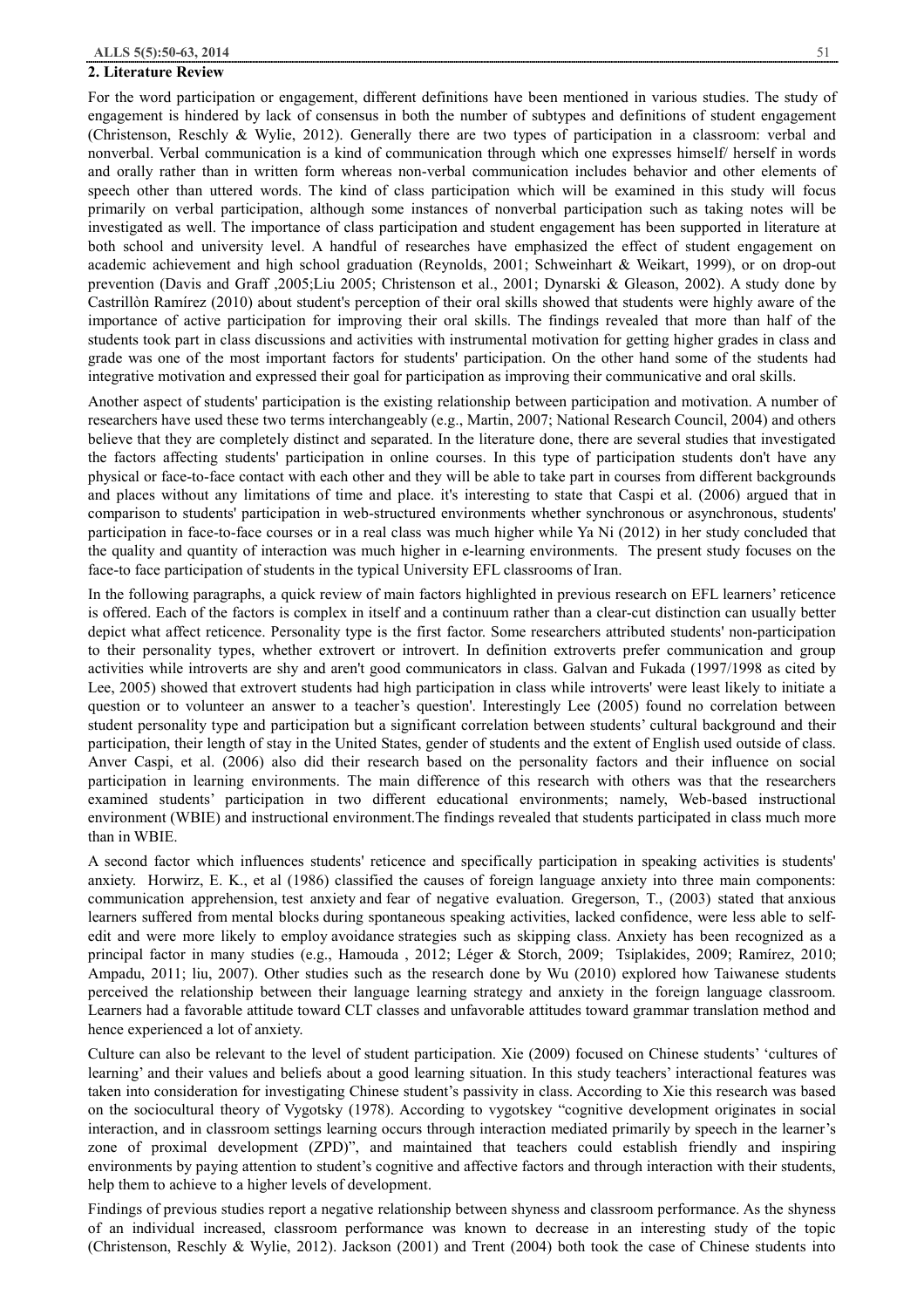## 2. Literature Review

For the word participation or engagement, different definitions have been mentioned in various studies. The study of engagement is hindered by lack of consensus in both the number of subtypes and definitions of student engagement (Christenson, Reschly & Wylie, 2012). Generally there are two types of participation in a classroom: verbal and nonverbal. Verbal communication is a kind of communication through which one expresses himself/ herself in words and orally rather than in written form whereas non-verbal communication includes behavior and other elements of speech other than uttered words. The kind of class participation which will be examined in this study will focus primarily on verbal participation, although some instances of nonverbal participation such as taking notes will be investigated as well. The importance of class participation and student engagement has been supported in literature at both school and university level. A handful of researches have emphasized the effect of student engagement on academic achievement and high school graduation (Reynolds, 2001; Schweinhart & Weikart, 1999), or on drop-out prevention (Davis and Graff ,2005;Liu 2005; Christenson et al., 2001; Dynarski & Gleason, 2002). A study done by Castrillòn Ramírez (2010) about student's perception of their oral skills showed that students were highly aware of the importance of active participation for improving their oral skills. The findings revealed that more than half of the students took part in class discussions and activities with instrumental motivation for getting higher grades in class and grade was one of the most important factors for students' participation. On the other hand some of the students had integrative motivation and expressed their goal for participation as improving their communicative and oral skills.

Another aspect of students' participation is the existing relationship between participation and motivation. A number of researchers have used these two terms interchangeably (e.g., Martin, 2007; National Research Council, 2004) and others believe that they are completely distinct and separated. In the literature done, there are several studies that investigated the factors affecting students' participation in online courses. In this type of participation students don't have any physical or face-to-face contact with each other and they will be able to take part in courses from different backgrounds and places without any limitations of time and place. it's interesting to state that Caspi et al. (2006) argued that in comparison to students' participation in web-structured environments whether synchronous or asynchronous, students' participation in face-to-face courses or in a real class was much higher while Ya Ni (2012) in her study concluded that the quality and quantity of interaction was much higher in e-learning environments. The present study focuses on the face-to face participation of students in the typical University EFL classrooms of Iran.

In the following paragraphs, a quick review of main factors highlighted in previous research on EFL learners' reticence is offered. Each of the factors is complex in itself and a continuum rather than a clear-cut distinction can usually better depict what affect reticence. Personality type is the first factor. Some researchers attributed students' non-participation to their personality types, whether extrovert or introvert. In definition extroverts prefer communication and group activities while introverts are shy and aren't good communicators in class. Galvan and Fukada (1997/1998 as cited by Lee, 2005) showed that extrovert students had high participation in class while introverts' were least likely to initiate a question or to volunteer an answer to a teacher's question'. Interestingly Lee (2005) found no correlation between student personality type and participation but a significant correlation between students' cultural background and their participation, their length of stay in the United States, gender of students and the extent of English used outside of class. Anver Caspi, et al. (2006) also did their research based on the personality factors and their influence on social participation in learning environments. The main difference of this research with others was that the researchers examined students' participation in two different educational environments; namely, Web-based instructional environment (WBIE) and instructional environment.The findings revealed that students participated in class much more than in WBIE.

A second factor which influences students' reticence and specifically participation in speaking activities is students' anxiety. Horwirz, E. K., et al (1986) classified the causes of foreign language anxiety into three main components: communication apprehension, test anxiety and fear of negative evaluation. Gregerson, T., (2003) stated that anxious learners suffered from mental blocks during spontaneous speaking activities, lacked confidence, were less able to self-edit and were more likely to employ avoidance strategies such as skipping class. Anxiety has been recognized as a principal factor in many studies (e.g., Hamouda , 2012; Léger & Storch, 2009; Tsiplakides, 2009; Ramírez, 2010; Ampadu, 2011; liu, 2007). Other studies such as the research done by Wu (2010) explored how Taiwanese students perceived the relationship between their language learning strategy and anxiety in the foreign language classroom. Learners had a favorable attitude toward CLT classes and unfavorable attitudes toward grammar translation method and hence experienced a lot of anxiety.

Culture can also be relevant to the level of student participation. Xie (2009) focused on Chinese students' 'cultures of learning' and their values and beliefs about a good learning situation. In this study teachers' interactional features was taken into consideration for investigating Chinese student's passivity in class. According to Xie this research was based on the sociocultural theory of Vygotsky (1978). According to vygotskey "cognitive development originates in social interaction, and in classroom settings learning occurs through interaction mediated primarily by speech in the learner's zone of proximal development (ZPD)", and maintained that teachers could establish friendly and inspiring environments by paying attention to student's cognitive and affective factors and through interaction with their students, help them to achieve to a higher levels of development.

Findings of previous studies report a negative relationship between shyness and classroom performance. As the shyness of an individual increased, classroom performance was known to decrease in an interesting study of the topic (Christenson, Reschly & Wylie, 2012). Jackson (2001) and Trent (2004) both took the case of Chinese students into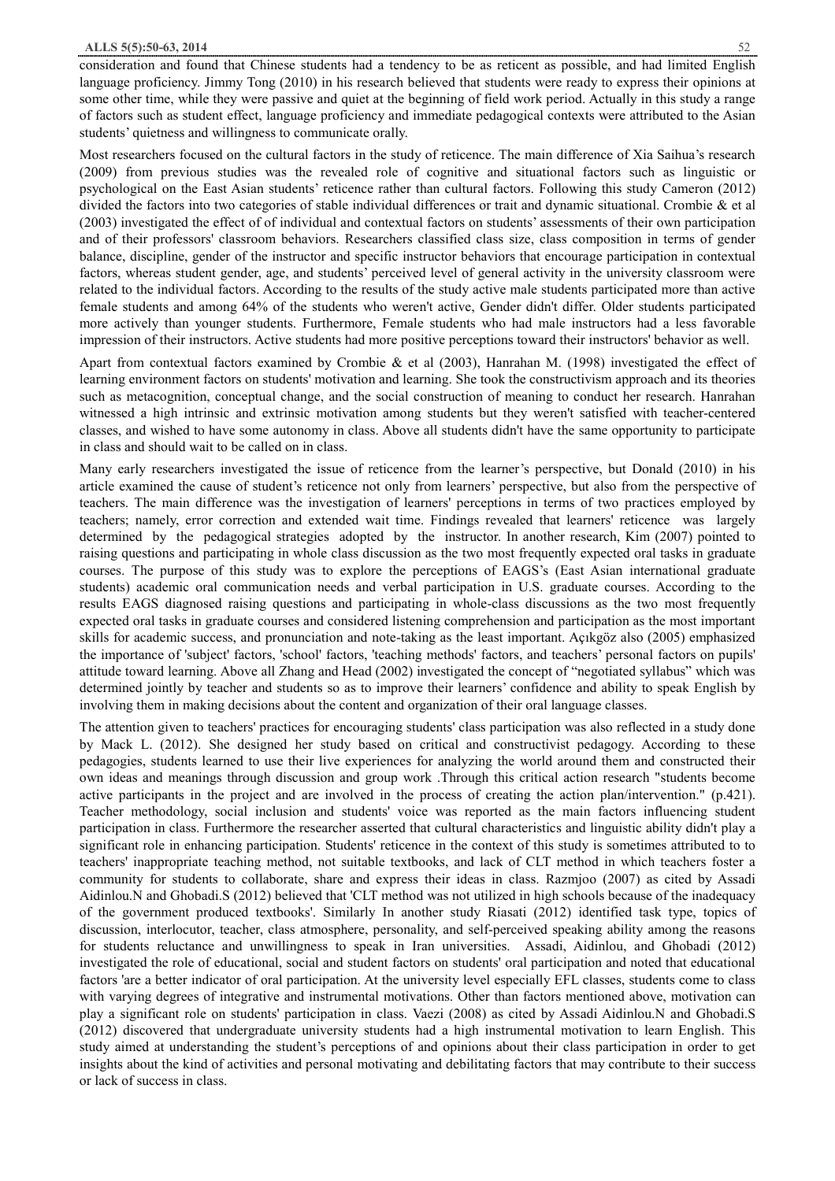consideration and found that Chinese students had a tendency to be as reticent as possible, and had limited English language proficiency. Jimmy Tong (2010) in his research believed that students were ready to express their opinions at some other time, while they were passive and quiet at the beginning of field work period. Actually in this study a range of factors such as student effect, language proficiency and immediate pedagogical contexts were attributed to the Asian students' quietness and willingness to communicate orally.

Most researchers focused on the cultural factors in the study of reticence. The main difference of Xia Saihua's research (2009) from previous studies was the revealed role of cognitive and situational factors such as linguistic or psychological on the East Asian students' reticence rather than cultural factors. Following this study Cameron (2012) divided the factors into two categories of stable individual differences or trait and dynamic situational. Crombie & et al (2003) investigated the effect of of individual and contextual factors on students' assessments of their own participation and of their professors' classroom behaviors. Researchers classified class size, class composition in terms of gender balance, discipline, gender of the instructor and specific instructor behaviors that encourage participation in contextual factors, whereas student gender, age, and students' perceived level of general activity in the university classroom were related to the individual factors. According to the results of the study active male students participated more than active female students and among 64% of the students who weren't active, Gender didn't differ. Older students participated more actively than younger students. Furthermore, Female students who had male instructors had a less favorable impression of their instructors. Active students had more positive perceptions toward their instructors' behavior as well.

Apart from contextual factors examined by Crombie & et al (2003), Hanrahan M. (1998) investigated the effect of learning environment factors on students' motivation and learning. She took the constructivism approach and its theories such as metacognition, conceptual change, and the social construction of meaning to conduct her research. Hanrahan witnessed a high intrinsic and extrinsic motivation among students but they weren't satisfied with teacher-centered classes, and wished to have some autonomy in class. Above all students didn't have the same opportunity to participate in class and should wait to be called on in class.

Many early researchers investigated the issue of reticence from the learner's perspective, but Donald (2010) in his article examined the cause of student's reticence not only from learners' perspective, but also from the perspective of teachers. The main difference was the investigation of learners' perceptions in terms of two practices employed by teachers; namely, error correction and extended wait time. Findings revealed that learners' reticence was largely determined by the pedagogical strategies adopted by the instructor. In another research, Kim (2007) pointed to raising questions and participating in whole class discussion as the two most frequently expected oral tasks in graduate courses. The purpose of this study was to explore the perceptions of EAGS's (East Asian international graduate students) academic oral communication needs and verbal participation in U.S. graduate courses. According to the results EAGS diagnosed raising questions and participating in whole-class discussions as the two most frequently expected oral tasks in graduate courses and considered listening comprehension and participation as the most important skills for academic success, and pronunciation and note-taking as the least important. Açıkgöz also (2005) emphasized the importance of 'subject' factors, 'school' factors, 'teaching methods' factors, and teachers' personal factors on pupils' attitude toward learning. Above all Zhang and Head (2002) investigated the concept of "negotiated syllabus" which was determined jointly by teacher and students so as to improve their learners' confidence and ability to speak English by involving them in making decisions about the content and organization of their oral language classes.

The attention given to teachers' practices for encouraging students' class participation was also reflected in a study done by Mack L. (2012). She designed her study based on critical and constructivist pedagogy. According to these pedagogies, students learned to use their live experiences for analyzing the world around them and constructed their own ideas and meanings through discussion and group work .Through this critical action research "students become active participants in the project and are involved in the process of creating the action plan/intervention." (p.421). Teacher methodology, social inclusion and students' voice was reported as the main factors influencing student participation in class. Furthermore the researcher asserted that cultural characteristics and linguistic ability didn't play a significant role in enhancing participation. Students' reticence in the context of this study is sometimes attributed to to teachers' inappropriate teaching method, not suitable textbooks, and lack of CLT method in which teachers foster a community for students to collaborate, share and express their ideas in class. Razmjoo (2007) as cited by Assadi Aidinlou.N and Ghobadi.S (2012) believed that 'CLT method was not utilized in high schools because of the inadequacy of the government produced textbooks'. Similarly In another study Riasati (2012) identified task type, topics of discussion, interlocutor, teacher, class atmosphere, personality, and self-perceived speaking ability among the reasons for students reluctance and unwillingness to speak in Iran universities. Assadi, Aidinlou, and Ghobadi (2012) investigated the role of educational, social and student factors on students' oral participation and noted that educational factors 'are a better indicator of oral participation. At the university level especially EFL classes, students come to class with varying degrees of integrative and instrumental motivations. Other than factors mentioned above, motivation can play a significant role on students' participation in class. Vaezi (2008) as cited by Assadi Aidinlou.N and Ghobadi.S (2012) discovered that undergraduate university students had a high instrumental motivation to learn English. This study aimed at understanding the student's perceptions of and opinions about their class participation in order to get insights about the kind of activities and personal motivating and debilitating factors that may contribute to their success or lack of success in class.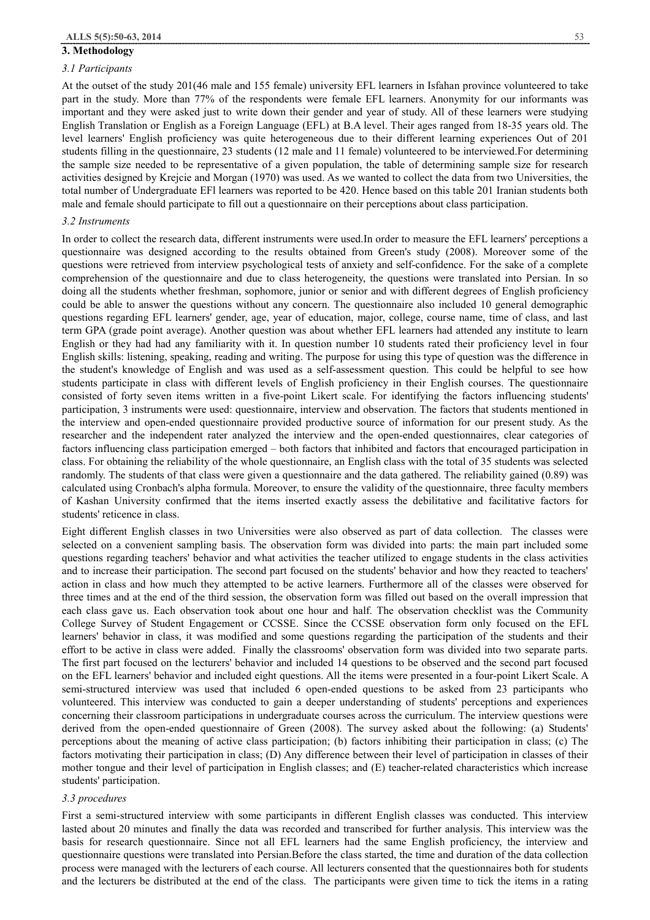## 3. Methodology

### *3.1 Participants*

At the outset of the study 201(46 male and 155 female) university EFL learners in Isfahan province volunteered to take part in the study. More than 77% of the respondents were female EFL learners. Anonymity for our informants was important and they were asked just to write down their gender and year of study. All of these learners were studying English Translation or English as a Foreign Language (EFL) at B.A level. Their ages ranged from 18-35 years old. The level learners' English proficiency was quite heterogeneous due to their different learning experiences Out of 201 students filling in the questionnaire, 23 students (12 male and 11 female) volunteered to be interviewed.For determining the sample size needed to be representative of a given population, the table of determining sample size for research activities designed by Krejcie and Morgan (1970) was used. As we wanted to collect the data from two Universities, the total number of Undergraduate EFl learners was reported to be 420. Hence based on this table 201 Iranian students both male and female should participate to fill out a questionnaire on their perceptions about class participation.

### *3.2 Instruments*

In order to collect the research data, different instruments were used.In order to measure the EFL learners' perceptions a questionnaire was designed according to the results obtained from Green's study (2008). Moreover some of the questions were retrieved from interview psychological tests of anxiety and self-confidence. For the sake of a complete comprehension of the questionnaire and due to class heterogeneity, the questions were translated into Persian. In so doing all the students whether freshman, sophomore, junior or senior and with different degrees of English proficiency could be able to answer the questions without any concern. The questionnaire also included 10 general demographic questions regarding EFL learners' gender, age, year of education, major, college, course name, time of class, and last term GPA (grade point average). Another question was about whether EFL learners had attended any institute to learn English or they had had any familiarity with it. In question number 10 students rated their proficiency level in four English skills: listening, speaking, reading and writing. The purpose for using this type of question was the difference in the student's knowledge of English and was used as a self-assessment question. This could be helpful to see how students participate in class with different levels of English proficiency in their English courses. The questionnaire consisted of forty seven items written in a five-point Likert scale. For identifying the factors influencing students' participation, 3 instruments were used: questionnaire, interview and observation. The factors that students mentioned in the interview and open-ended questionnaire provided productive source of information for our present study. As the researcher and the independent rater analyzed the interview and the open-ended questionnaires, clear categories of factors influencing class participation emerged – both factors that inhibited and factors that encouraged participation in class. For obtaining the reliability of the whole questionnaire, an English class with the total of 35 students was selected randomly. The students of that class were given a questionnaire and the data gathered. The reliability gained (0.89) was calculated using Cronbach's alpha formula. Moreover, to ensure the validity of the questionnaire, three faculty members of Kashan University confirmed that the items inserted exactly assess the debilitative and facilitative factors for students' reticence in class.

Eight different English classes in two Universities were also observed as part of data collection. The classes were selected on a convenient sampling basis. The observation form was divided into parts: the main part included some questions regarding teachers' behavior and what activities the teacher utilized to engage students in the class activities and to increase their participation. The second part focused on the students' behavior and how they reacted to teachers' action in class and how much they attempted to be active learners. Furthermore all of the classes were observed for three times and at the end of the third session, the observation form was filled out based on the overall impression that each class gave us. Each observation took about one hour and half. The observation checklist was the Community College Survey of Student Engagement or CCSSE. Since the CCSSE observation form only focused on the EFL learners' behavior in class, it was modified and some questions regarding the participation of the students and their effort to be active in class were added. Finally the classrooms' observation form was divided into two separate parts. The first part focused on the lecturers' behavior and included 14 questions to be observed and the second part focused on the EFL learners' behavior and included eight questions. All the items were presented in a four-point Likert Scale. A semi-structured interview was used that included 6 open-ended questions to be asked from 23 participants who volunteered. This interview was conducted to gain a deeper understanding of students' perceptions and experiences concerning their classroom participations in undergraduate courses across the curriculum. The interview questions were derived from the open-ended questionnaire of Green (2008). The survey asked about the following: (a) Students' perceptions about the meaning of active class participation; (b) factors inhibiting their participation in class; (c) The factors motivating their participation in class; (D) Any difference between their level of participation in classes of their mother tongue and their level of participation in English classes; and (E) teacher-related characteristics which increase students' participation.

### *3.3 procedures*

First a semi-structured interview with some participants in different English classes was conducted. This interview lasted about 20 minutes and finally the data was recorded and transcribed for further analysis. This interview was the basis for research questionnaire. Since not all EFL learners had the same English proficiency, the interview and questionnaire questions were translated into Persian.Before the class started, the time and duration of the data collection process were managed with the lecturers of each course. All lecturers consented that the questionnaires both for students and the lecturers be distributed at the end of the class. The participants were given time to tick the items in a rating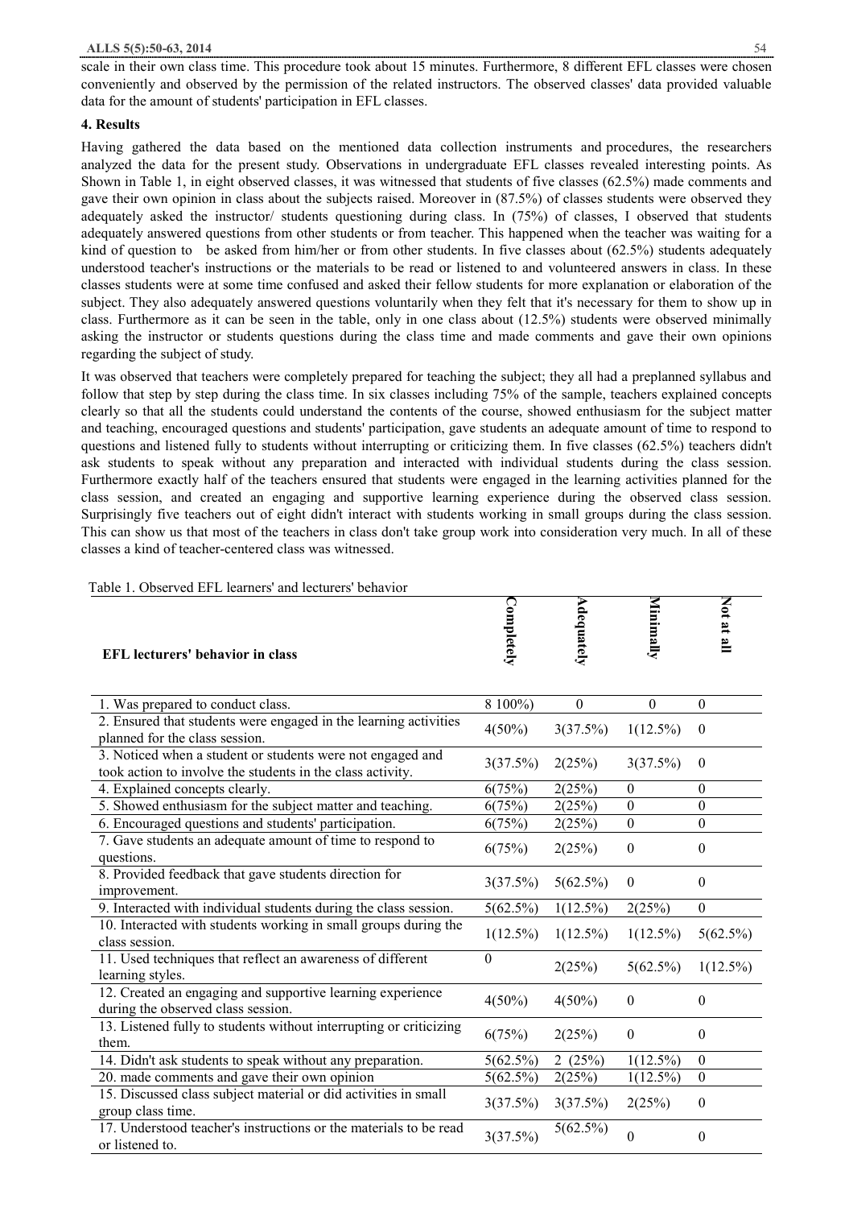scale in their own class time. This procedure took about 15 minutes. Furthermore, 8 different EFL classes were chosen conveniently and observed by the permission of the related instructors. The observed classes' data provided valuable data for the amount of students' participation in EFL classes.

## 4. Results

Having gathered the data based on the mentioned data collection instruments and procedures, the researchers analyzed the data for the present study. Observations in undergraduate EFL classes revealed interesting points. As Shown in Table 1, in eight observed classes, it was witnessed that students of five classes (62.5%) made comments and gave their own opinion in class about the subjects raised. Moreover in (87.5%) of classes students were observed they adequately asked the instructor/ students questioning during class. In (75%) of classes, I observed that students adequately answered questions from other students or from teacher. This happened when the teacher was waiting for a kind of question to be asked from him/her or from other students. In five classes about (62.5%) students adequately understood teacher's instructions or the materials to be read or listened to and volunteered answers in class. In these classes students were at some time confused and asked their fellow students for more explanation or elaboration of the subject. They also adequately answered questions voluntarily when they felt that it's necessary for them to show up in class. Furthermore as it can be seen in the table, only in one class about (12.5%) students were observed minimally asking the instructor or students questions during the class time and made comments and gave their own opinions regarding the subject of study.

It was observed that teachers were completely prepared for teaching the subject; they all had a preplanned syllabus and follow that step by step during the class time. In six classes including 75% of the sample, teachers explained concepts clearly so that all the students could understand the contents of the course, showed enthusiasm for the subject matter and teaching, encouraged questions and students' participation, gave students an adequate amount of time to respond to questions and listened fully to students without interrupting or criticizing them. In five classes (62.5%) teachers didn't ask students to speak without any preparation and interacted with individual students during the class session. Furthermore exactly half of the teachers ensured that students were engaged in the learning activities planned for the class session, and created an engaging and supportive learning experience during the observed class session. Surprisingly five teachers out of eight didn't interact with students working in small groups during the class session. This can show us that most of the teachers in class don't take group work into consideration very much. In all of these classes a kind of teacher-centered class was witnessed.

Table 1. Observed EFL learners' and lecturers' behavior

| **EFL lecturers' behavior in class** | **Completely** | **Adequately** | **Minimally** | **Not at all** |
|---|---|---|---|---|
| 1. Was prepared to conduct class. | 8 100%) | 0 | 0 | 0 |
| 2. Ensured that students were engaged in the learning activities planned for the class session. | 4(50%) | 3(37.5%) | 1(12.5%) | 0 |
| 3. Noticed when a student or students were not engaged and took action to involve the students in the class activity. | 3(37.5%) | 2(25%) | 3(37.5%) | 0 |
| 4. Explained concepts clearly. | 6(75%) | 2(25%) | 0 | 0 |
| 5. Showed enthusiasm for the subject matter and teaching. | 6(75%) | 2(25%) | 0 | 0 |
| 6. Encouraged questions and students' participation. | 6(75%) | 2(25%) | 0 | 0 |
| 7. Gave students an adequate amount of time to respond to questions. | 6(75%) | 2(25%) | 0 | 0 |
| 8. Provided feedback that gave students direction for improvement. | 3(37.5%) | 5(62.5%) | 0 | 0 |
| 9. Interacted with individual students during the class session. | 5(62.5%) | 1(12.5%) | 2(25%) | 0 |
| 10. Interacted with students working in small groups during the class session. | 1(12.5%) | 1(12.5%) | 1(12.5%) | 5(62.5%) |
| 11. Used techniques that reflect an awareness of different learning styles. | 0 | 2(25%) | 5(62.5%) | 1(12.5%) |
| 12. Created an engaging and supportive learning experience during the observed class session. | 4(50%) | 4(50%) | 0 | 0 |
| 13. Listened fully to students without interrupting or criticizing them. | 6(75%) | 2(25%) | 0 | 0 |
| 14. Didn't ask students to speak without any preparation. | 5(62.5%) | 2 (25%) | 1(12.5%) | 0 |
| 20. made comments and gave their own opinion | 5(62.5%) | 2(25%) | 1(12.5%) | 0 |
| 15. Discussed class subject material or did activities in small group class time. | 3(37.5%) | 3(37.5%) | 2(25%) | 0 |
| 17. Understood teacher's instructions or the materials to be read or listened to. | 3(37.5%) | 5(62.5%) | 0 | 0 |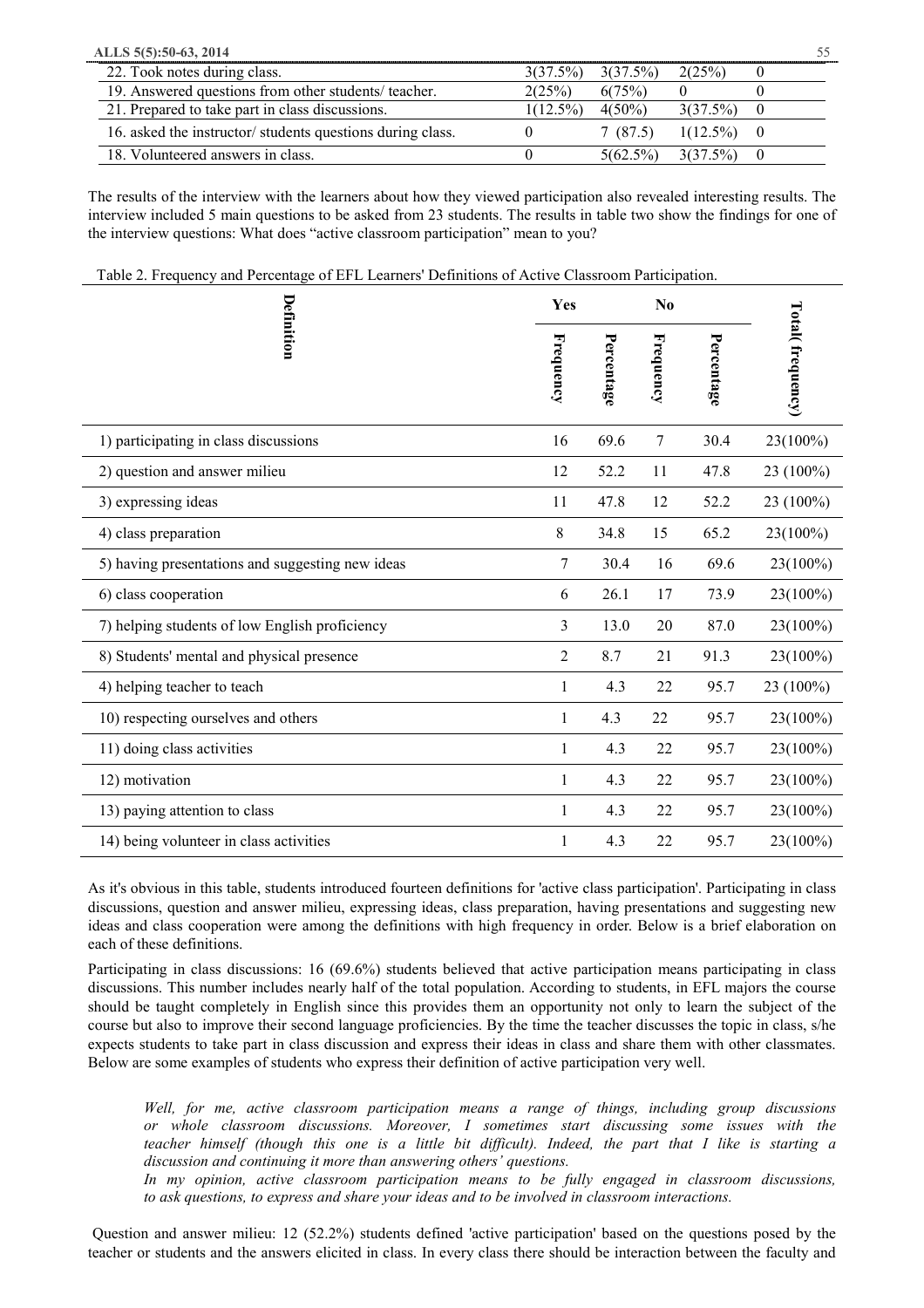| | | | | |
|---|---|---|---|---|
| 22. Took notes during class. | 3(37.5%) | 3(37.5%) | 2(25%) | 0 |
| 19. Answered questions from other students/ teacher. | 2(25%) | 6(75%) | 0 | 0 |
| 21. Prepared to take part in class discussions. | 1(12.5%) | 4(50%) | 3(37.5%) | 0 |
| 16. asked the instructor/ students questions during class. | 0 | 7 (87.5) | 1(12.5%) | 0 |
| 18. Volunteered answers in class. | 0 | 5(62.5%) | 3(37.5%) | 0 |

The results of the interview with the learners about how they viewed participation also revealed interesting results. The interview included 5 main questions to be asked from 23 students. The results in table two show the findings for one of the interview questions: What does "active classroom participation" mean to you?

Table 2. Frequency and Percentage of EFL Learners' Definitions of Active Classroom Participation.

| Definition | Yes | | No | | Total( frequency) |
|---|---|---|---|---|---|
| | Frequency | Percentage | Frequency | Percentage | |
| 1) participating in class discussions | 16 | 69.6 | 7 | 30.4 | 23(100%) |
| 2) question and answer milieu | 12 | 52.2 | 11 | 47.8 | 23 (100%) |
| 3) expressing ideas | 11 | 47.8 | 12 | 52.2 | 23 (100%) |
| 4) class preparation | 8 | 34.8 | 15 | 65.2 | 23(100%) |
| 5) having presentations and suggesting new ideas | 7 | 30.4 | 16 | 69.6 | 23(100%) |
| 6) class cooperation | 6 | 26.1 | 17 | 73.9 | 23(100%) |
| 7) helping students of low English proficiency | 3 | 13.0 | 20 | 87.0 | 23(100%) |
| 8) Students' mental and physical presence | 2 | 8.7 | 21 | 91.3 | 23(100%) |
| 4) helping teacher to teach | 1 | 4.3 | 22 | 95.7 | 23 (100%) |
| 10) respecting ourselves and others | 1 | 4.3 | 22 | 95.7 | 23(100%) |
| 11) doing class activities | 1 | 4.3 | 22 | 95.7 | 23(100%) |
| 12) motivation | 1 | 4.3 | 22 | 95.7 | 23(100%) |
| 13) paying attention to class | 1 | 4.3 | 22 | 95.7 | 23(100%) |
| 14) being volunteer in class activities | 1 | 4.3 | 22 | 95.7 | 23(100%) |

As it's obvious in this table, students introduced fourteen definitions for 'active class participation'. Participating in class discussions, question and answer milieu, expressing ideas, class preparation, having presentations and suggesting new ideas and class cooperation were among the definitions with high frequency in order. Below is a brief elaboration on each of these definitions.

Participating in class discussions: 16 (69.6%) students believed that active participation means participating in class discussions. This number includes nearly half of the total population. According to students, in EFL majors the course should be taught completely in English since this provides them an opportunity not only to learn the subject of the course but also to improve their second language proficiencies. By the time the teacher discusses the topic in class, s/he expects students to take part in class discussion and express their ideas in class and share them with other classmates. Below are some examples of students who express their definition of active participation very well.

> *Well, for me, active classroom participation means a range of things, including group discussions or whole classroom discussions. Moreover, I sometimes start discussing some issues with the teacher himself (though this one is a little bit difficult). Indeed, the part that I like is starting a discussion and continuing it more than answering others' questions.*
>
> *In my opinion, active classroom participation means to be fully engaged in classroom discussions, to ask questions, to express and share your ideas and to be involved in classroom interactions.*

Question and answer milieu: 12 (52.2%) students defined 'active participation' based on the questions posed by the teacher or students and the answers elicited in class. In every class there should be interaction between the faculty and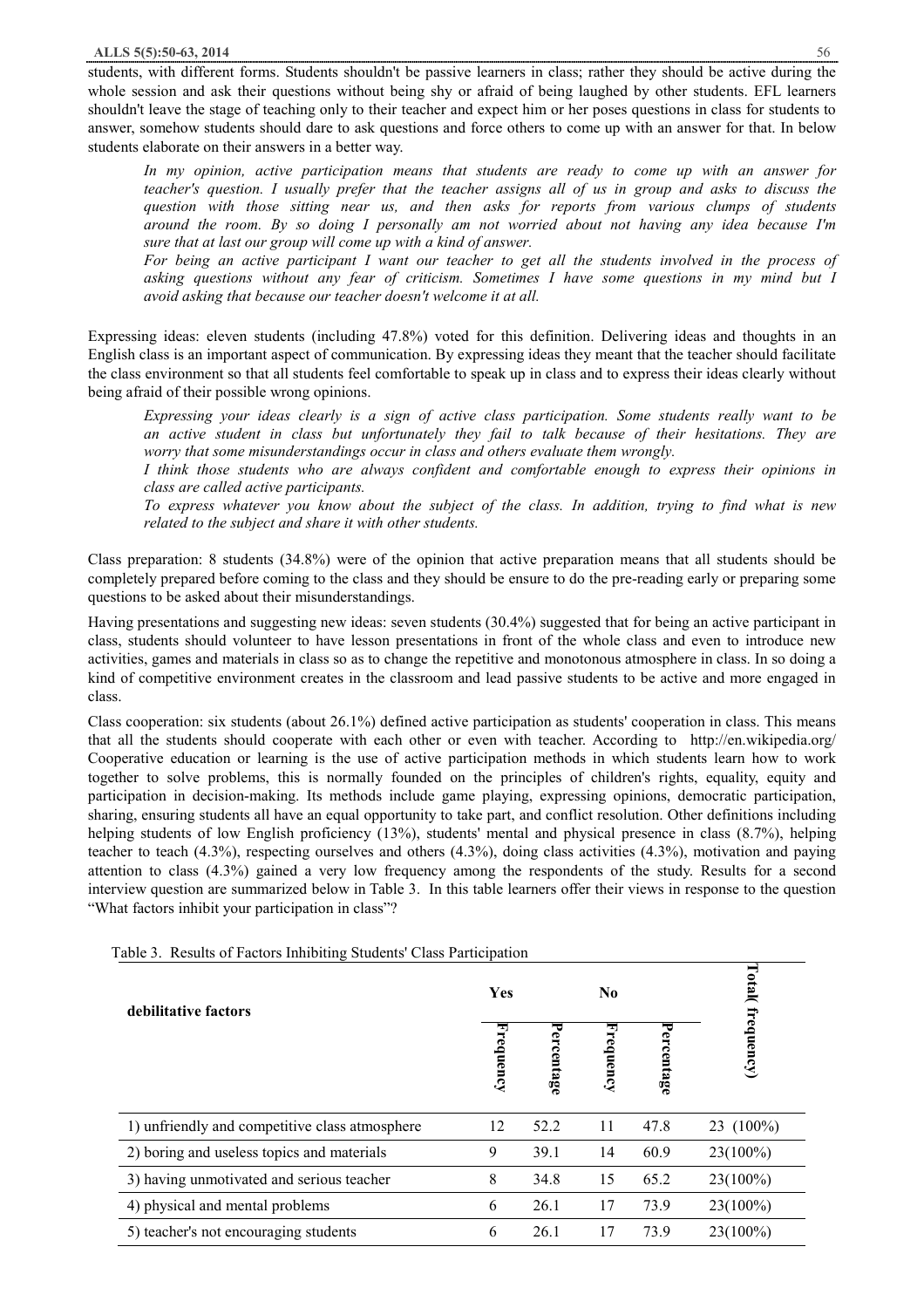students, with different forms. Students shouldn't be passive learners in class; rather they should be active during the whole session and ask their questions without being shy or afraid of being laughed by other students. EFL learners shouldn't leave the stage of teaching only to their teacher and expect him or her poses questions in class for students to answer, somehow students should dare to ask questions and force others to come up with an answer for that. In below students elaborate on their answers in a better way.

> *In my opinion, active participation means that students are ready to come up with an answer for teacher's question. I usually prefer that the teacher assigns all of us in group and asks to discuss the question with those sitting near us, and then asks for reports from various clumps of students around the room. By so doing I personally am not worried about not having any idea because I'm sure that at last our group will come up with a kind of answer.*
>
> *For being an active participant I want our teacher to get all the students involved in the process of asking questions without any fear of criticism. Sometimes I have some questions in my mind but I avoid asking that because our teacher doesn't welcome it at all.*

Expressing ideas: eleven students (including 47.8%) voted for this definition. Delivering ideas and thoughts in an English class is an important aspect of communication. By expressing ideas they meant that the teacher should facilitate the class environment so that all students feel comfortable to speak up in class and to express their ideas clearly without being afraid of their possible wrong opinions.

> *Expressing your ideas clearly is a sign of active class participation. Some students really want to be an active student in class but unfortunately they fail to talk because of their hesitations. They are worry that some misunderstandings occur in class and others evaluate them wrongly.*
>
> *I think those students who are always confident and comfortable enough to express their opinions in class are called active participants.*
>
> *To express whatever you know about the subject of the class. In addition, trying to find what is new related to the subject and share it with other students.*

Class preparation: 8 students (34.8%) were of the opinion that active preparation means that all students should be completely prepared before coming to the class and they should be ensure to do the pre-reading early or preparing some questions to be asked about their misunderstandings.

Having presentations and suggesting new ideas: seven students (30.4%) suggested that for being an active participant in class, students should volunteer to have lesson presentations in front of the whole class and even to introduce new activities, games and materials in class so as to change the repetitive and monotonous atmosphere in class. In so doing a kind of competitive environment creates in the classroom and lead passive students to be active and more engaged in class.

Class cooperation: six students (about 26.1%) defined active participation as students' cooperation in class. This means that all the students should cooperate with each other or even with teacher. According to http://en.wikipedia.org/ Cooperative education or learning is the use of active participation methods in which students learn how to work together to solve problems, this is normally founded on the principles of children's rights, equality, equity and participation in decision-making. Its methods include game playing, expressing opinions, democratic participation, sharing, ensuring students all have an equal opportunity to take part, and conflict resolution. Other definitions including helping students of low English proficiency (13%), students' mental and physical presence in class (8.7%), helping teacher to teach (4.3%), respecting ourselves and others (4.3%), doing class activities (4.3%), motivation and paying attention to class (4.3%) gained a very low frequency among the respondents of the study. Results for a second interview question are summarized below in Table 3. In this table learners offer their views in response to the question "What factors inhibit your participation in class"?

Table 3. Results of Factors Inhibiting Students' Class Participation

| debilitative factors | Yes | | No | | Total( frequency) |
|---|---|---|---|---|---|
| | Frequency | Percentage | Frequency | Percentage | |
| 1) unfriendly and competitive class atmosphere | 12 | 52.2 | 11 | 47.8 | 23 (100%) |
| 2) boring and useless topics and materials | 9 | 39.1 | 14 | 60.9 | 23(100%) |
| 3) having unmotivated and serious teacher | 8 | 34.8 | 15 | 65.2 | 23(100%) |
| 4) physical and mental problems | 6 | 26.1 | 17 | 73.9 | 23(100%) |
| 5) teacher's not encouraging students | 6 | 26.1 | 17 | 73.9 | 23(100%) |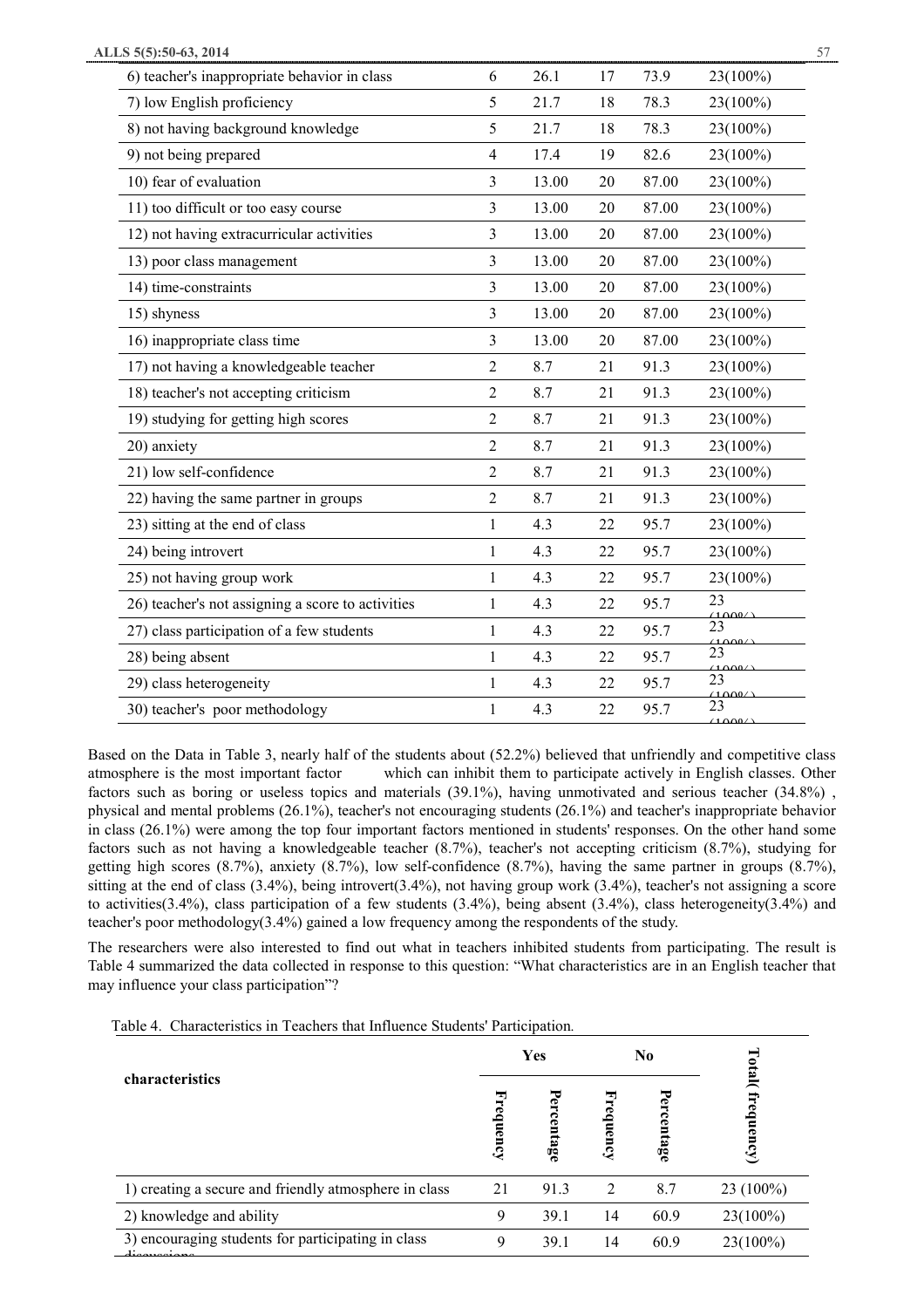| | | | | | |
|---|---|---|---|---|---|
| 6) teacher's inappropriate behavior in class | 6 | 26.1 | 17 | 73.9 | 23(100%) |
| 7) low English proficiency | 5 | 21.7 | 18 | 78.3 | 23(100%) |
| 8) not having background knowledge | 5 | 21.7 | 18 | 78.3 | 23(100%) |
| 9) not being prepared | 4 | 17.4 | 19 | 82.6 | 23(100%) |
| 10) fear of evaluation | 3 | 13.00 | 20 | 87.00 | 23(100%) |
| 11) too difficult or too easy course | 3 | 13.00 | 20 | 87.00 | 23(100%) |
| 12) not having extracurricular activities | 3 | 13.00 | 20 | 87.00 | 23(100%) |
| 13) poor class management | 3 | 13.00 | 20 | 87.00 | 23(100%) |
| 14) time-constraints | 3 | 13.00 | 20 | 87.00 | 23(100%) |
| 15) shyness | 3 | 13.00 | 20 | 87.00 | 23(100%) |
| 16) inappropriate class time | 3 | 13.00 | 20 | 87.00 | 23(100%) |
| 17) not having a knowledgeable teacher | 2 | 8.7 | 21 | 91.3 | 23(100%) |
| 18) teacher's not accepting criticism | 2 | 8.7 | 21 | 91.3 | 23(100%) |
| 19) studying for getting high scores | 2 | 8.7 | 21 | 91.3 | 23(100%) |
| 20) anxiety | 2 | 8.7 | 21 | 91.3 | 23(100%) |
| 21) low self-confidence | 2 | 8.7 | 21 | 91.3 | 23(100%) |
| 22) having the same partner in groups | 2 | 8.7 | 21 | 91.3 | 23(100%) |
| 23) sitting at the end of class | 1 | 4.3 | 22 | 95.7 | 23(100%) |
| 24) being introvert | 1 | 4.3 | 22 | 95.7 | 23(100%) |
| 25) not having group work | 1 | 4.3 | 22 | 95.7 | 23(100%) |
| 26) teacher's not assigning a score to activities | 1 | 4.3 | 22 | 95.7 | 23 (100%) |
| 27) class participation of a few students | 1 | 4.3 | 22 | 95.7 | 23 (100%) |
| 28) being absent | 1 | 4.3 | 22 | 95.7 | 23 (100%) |
| 29) class heterogeneity | 1 | 4.3 | 22 | 95.7 | 23 (100%) |
| 30) teacher's poor methodology | 1 | 4.3 | 22 | 95.7 | 23 (100%) |

Based on the Data in Table 3, nearly half of the students about (52.2%) believed that unfriendly and competitive class atmosphere is the most important factor which can inhibit them to participate actively in English classes. Other factors such as boring or useless topics and materials (39.1%), having unmotivated and serious teacher (34.8%) , physical and mental problems (26.1%), teacher's not encouraging students (26.1%) and teacher's inappropriate behavior in class (26.1%) were among the top four important factors mentioned in students' responses. On the other hand some factors such as not having a knowledgeable teacher (8.7%), teacher's not accepting criticism (8.7%), studying for getting high scores (8.7%), anxiety (8.7%), low self-confidence (8.7%), having the same partner in groups (8.7%), sitting at the end of class (3.4%), being introvert(3.4%), not having group work (3.4%), teacher's not assigning a score to activities(3.4%), class participation of a few students (3.4%), being absent (3.4%), class heterogeneity(3.4%) and teacher's poor methodology(3.4%) gained a low frequency among the respondents of the study.

The researchers were also interested to find out what in teachers inhibited students from participating. The result is Table 4 summarized the data collected in response to this question: "What characteristics are in an English teacher that may influence your class participation"?

Table 4. Characteristics in Teachers that Influence Students' Participation.

| characteristics | Yes | | No | | Total( frequency) |
|---|---|---|---|---|---|
| | Frequency | Percentage | Frequency | Percentage | |
| 1) creating a secure and friendly atmosphere in class | 21 | 91.3 | 2 | 8.7 | 23 (100%) |
| 2) knowledge and ability | 9 | 39.1 | 14 | 60.9 | 23(100%) |
| 3) encouraging students for participating in class discussions | 9 | 39.1 | 14 | 60.9 | 23(100%) |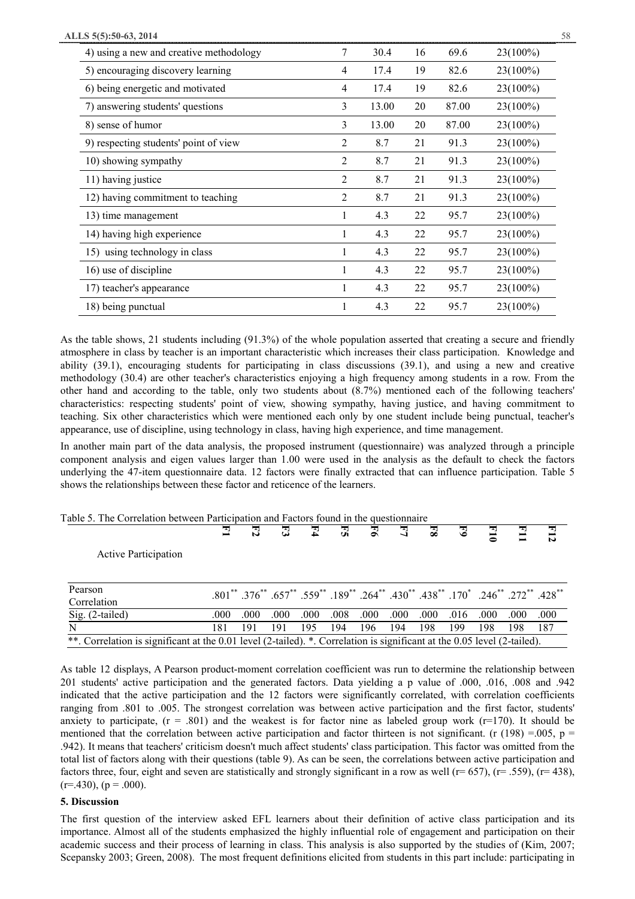| | | | | | |
|---|---|---|---|---|---|
| 4) using a new and creative methodology | 7 | 30.4 | 16 | 69.6 | 23(100%) |
| 5) encouraging discovery learning | 4 | 17.4 | 19 | 82.6 | 23(100%) |
| 6) being energetic and motivated | 4 | 17.4 | 19 | 82.6 | 23(100%) |
| 7) answering students' questions | 3 | 13.00 | 20 | 87.00 | 23(100%) |
| 8) sense of humor | 3 | 13.00 | 20 | 87.00 | 23(100%) |
| 9) respecting students' point of view | 2 | 8.7 | 21 | 91.3 | 23(100%) |
| 10) showing sympathy | 2 | 8.7 | 21 | 91.3 | 23(100%) |
| 11) having justice | 2 | 8.7 | 21 | 91.3 | 23(100%) |
| 12) having commitment to teaching | 2 | 8.7 | 21 | 91.3 | 23(100%) |
| 13) time management | 1 | 4.3 | 22 | 95.7 | 23(100%) |
| 14) having high experience | 1 | 4.3 | 22 | 95.7 | 23(100%) |
| 15) using technology in class | 1 | 4.3 | 22 | 95.7 | 23(100%) |
| 16) use of discipline | 1 | 4.3 | 22 | 95.7 | 23(100%) |
| 17) teacher's appearance | 1 | 4.3 | 22 | 95.7 | 23(100%) |
| 18) being punctual | 1 | 4.3 | 22 | 95.7 | 23(100%) |

As the table shows, 21 students including (91.3%) of the whole population asserted that creating a secure and friendly atmosphere in class by teacher is an important characteristic which increases their class participation. Knowledge and ability (39.1), encouraging students for participating in class discussions (39.1), and using a new and creative methodology (30.4) are other teacher's characteristics enjoying a high frequency among students in a row. From the other hand and according to the table, only two students about (8.7%) mentioned each of the following teachers' characteristics: respecting students' point of view, showing sympathy, having justice, and having commitment to teaching. Six other characteristics which were mentioned each only by one student include being punctual, teacher's appearance, use of discipline, using technology in class, having high experience, and time management.

In another main part of the data analysis, the proposed instrument (questionnaire) was analyzed through a principle component analysis and eigen values larger than 1.00 were used in the analysis as the default to check the factors underlying the 47-item questionnaire data. 12 factors were finally extracted that can influence participation. Table 5 shows the relationships between these factor and reticence of the learners.

Table 5. The Correlation between Participation and Factors found in the questionnaire

| Active Participation | F1 | F2 | F3 | F4 | F5 | F6 | F7 | F8 | F9 | F10 | F11 | F12 |
|---|---|---|---|---|---|---|---|---|---|---|---|---|
| Pearson Correlation | .801** | .376** | .657** | .559** | .189** | .264** | .430** | .438** | .170* | .246** | .272** | .428** |
| Sig. (2-tailed) | .000 | .000 | .000 | .000 | .008 | .000 | .000 | .000 | .016 | .000 | .000 | .000 |
| N | 181 | 191 | 191 | 195 | 194 | 196 | 194 | 198 | 199 | 198 | 198 | 187 |

**. Correlation is significant at the 0.01 level (2-tailed). *. Correlation is significant at the 0.05 level (2-tailed).

As table 12 displays, A Pearson product-moment correlation coefficient was run to determine the relationship between 201 students' active participation and the generated factors. Data yielding a p value of .000, .016, .008 and .942 indicated that the active participation and the 12 factors were significantly correlated, with correlation coefficients ranging from .801 to .005. The strongest correlation was between active participation and the first factor, students' anxiety to participate, ($r = .801$) and the weakest is for factor nine as labeled group work ($r$=170). It should be mentioned that the correlation between active participation and factor thirteen is not significant. ($r$ (198) =.005, $p$ = .942). It means that teachers' criticism doesn't much affect students' class participation. This factor was omitted from the total list of factors along with their questions (table 9). As can be seen, the correlations between active participation and factors three, four, eight and seven are statistically and strongly significant in a row as well ($r$= 657), ($r$= .559), ($r$= 438), ($r$=.430), ($p$ = .000).

## 5. Discussion

The first question of the interview asked EFL learners about their definition of active class participation and its importance. Almost all of the students emphasized the highly influential role of engagement and participation on their academic success and their process of learning in class. This analysis is also supported by the studies of (Kim, 2007; Scepansky 2003; Green, 2008). The most frequent definitions elicited from students in this part include: participating in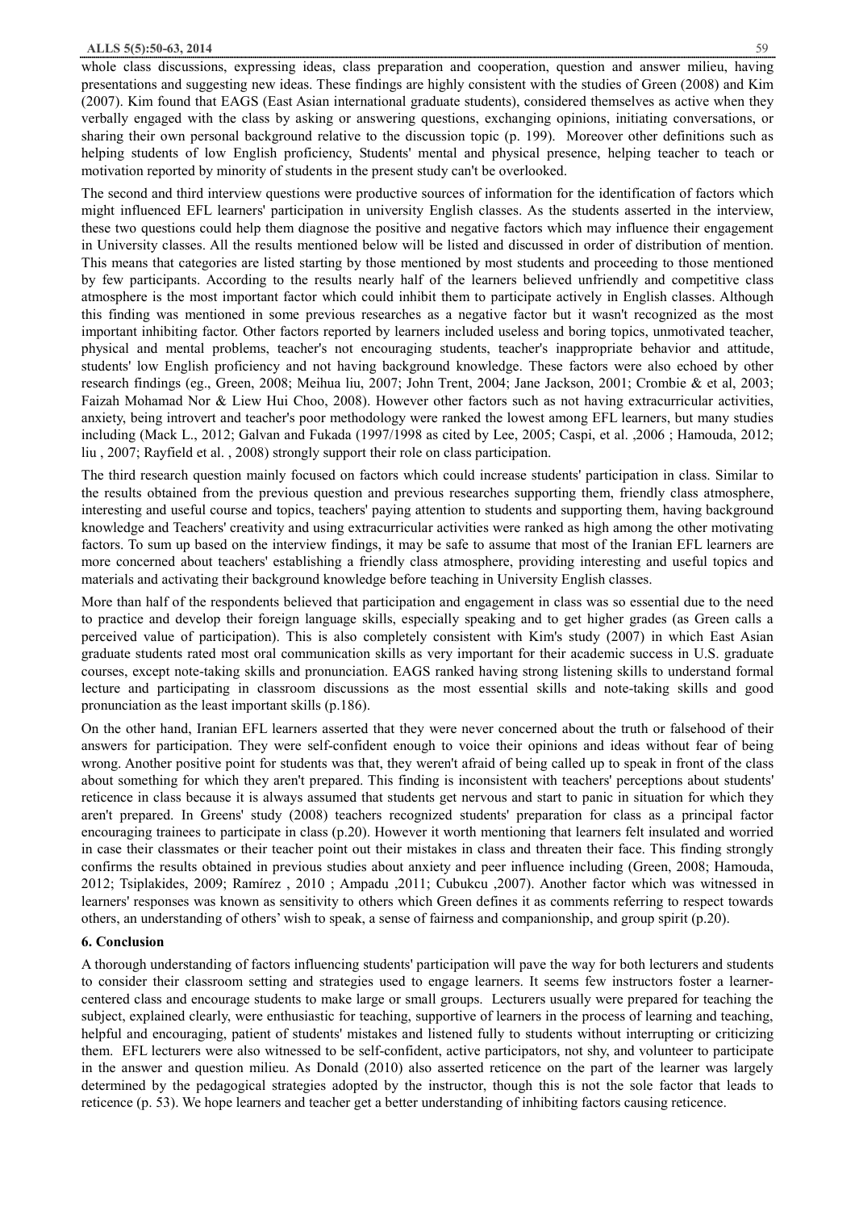whole class discussions, expressing ideas, class preparation and cooperation, question and answer milieu, having presentations and suggesting new ideas. These findings are highly consistent with the studies of Green (2008) and Kim (2007). Kim found that EAGS (East Asian international graduate students), considered themselves as active when they verbally engaged with the class by asking or answering questions, exchanging opinions, initiating conversations, or sharing their own personal background relative to the discussion topic (p. 199). Moreover other definitions such as helping students of low English proficiency, Students' mental and physical presence, helping teacher to teach or motivation reported by minority of students in the present study can't be overlooked.

The second and third interview questions were productive sources of information for the identification of factors which might influenced EFL learners' participation in university English classes. As the students asserted in the interview, these two questions could help them diagnose the positive and negative factors which may influence their engagement in University classes. All the results mentioned below will be listed and discussed in order of distribution of mention. This means that categories are listed starting by those mentioned by most students and proceeding to those mentioned by few participants. According to the results nearly half of the learners believed unfriendly and competitive class atmosphere is the most important factor which could inhibit them to participate actively in English classes. Although this finding was mentioned in some previous researches as a negative factor but it wasn't recognized as the most important inhibiting factor. Other factors reported by learners included useless and boring topics, unmotivated teacher, physical and mental problems, teacher's not encouraging students, teacher's inappropriate behavior and attitude, students' low English proficiency and not having background knowledge. These factors were also echoed by other research findings (eg., Green, 2008; Meihua liu, 2007; John Trent, 2004; Jane Jackson, 2001; Crombie & et al, 2003; Faizah Mohamad Nor & Liew Hui Choo, 2008). However other factors such as not having extracurricular activities, anxiety, being introvert and teacher's poor methodology were ranked the lowest among EFL learners, but many studies including (Mack L., 2012; Galvan and Fukada (1997/1998 as cited by Lee, 2005; Caspi, et al. ,2006 ; Hamouda, 2012; liu , 2007; Rayfield et al. , 2008) strongly support their role on class participation.

The third research question mainly focused on factors which could increase students' participation in class. Similar to the results obtained from the previous question and previous researches supporting them, friendly class atmosphere, interesting and useful course and topics, teachers' paying attention to students and supporting them, having background knowledge and Teachers' creativity and using extracurricular activities were ranked as high among the other motivating factors. To sum up based on the interview findings, it may be safe to assume that most of the Iranian EFL learners are more concerned about teachers' establishing a friendly class atmosphere, providing interesting and useful topics and materials and activating their background knowledge before teaching in University English classes.

More than half of the respondents believed that participation and engagement in class was so essential due to the need to practice and develop their foreign language skills, especially speaking and to get higher grades (as Green calls a perceived value of participation). This is also completely consistent with Kim's study (2007) in which East Asian graduate students rated most oral communication skills as very important for their academic success in U.S. graduate courses, except note-taking skills and pronunciation. EAGS ranked having strong listening skills to understand formal lecture and participating in classroom discussions as the most essential skills and note-taking skills and good pronunciation as the least important skills (p.186).

On the other hand, Iranian EFL learners asserted that they were never concerned about the truth or falsehood of their answers for participation. They were self-confident enough to voice their opinions and ideas without fear of being wrong. Another positive point for students was that, they weren't afraid of being called up to speak in front of the class about something for which they aren't prepared. This finding is inconsistent with teachers' perceptions about students' reticence in class because it is always assumed that students get nervous and start to panic in situation for which they aren't prepared. In Greens' study (2008) teachers recognized students' preparation for class as a principal factor encouraging trainees to participate in class (p.20). However it worth mentioning that learners felt insulated and worried in case their classmates or their teacher point out their mistakes in class and threaten their face. This finding strongly confirms the results obtained in previous studies about anxiety and peer influence including (Green, 2008; Hamouda, 2012; Tsiplakides, 2009; Ramírez , 2010 ; Ampadu ,2011; Cubukcu ,2007). Another factor which was witnessed in learners' responses was known as sensitivity to others which Green defines it as comments referring to respect towards others, an understanding of others' wish to speak, a sense of fairness and companionship, and group spirit (p.20).

## 6. Conclusion

A thorough understanding of factors influencing students' participation will pave the way for both lecturers and students to consider their classroom setting and strategies used to engage learners. It seems few instructors foster a learner-centered class and encourage students to make large or small groups. Lecturers usually were prepared for teaching the subject, explained clearly, were enthusiastic for teaching, supportive of learners in the process of learning and teaching, helpful and encouraging, patient of students' mistakes and listened fully to students without interrupting or criticizing them. EFL lecturers were also witnessed to be self-confident, active participators, not shy, and volunteer to participate in the answer and question milieu. As Donald (2010) also asserted reticence on the part of the learner was largely determined by the pedagogical strategies adopted by the instructor, though this is not the sole factor that leads to reticence (p. 53). We hope learners and teacher get a better understanding of inhibiting factors causing reticence.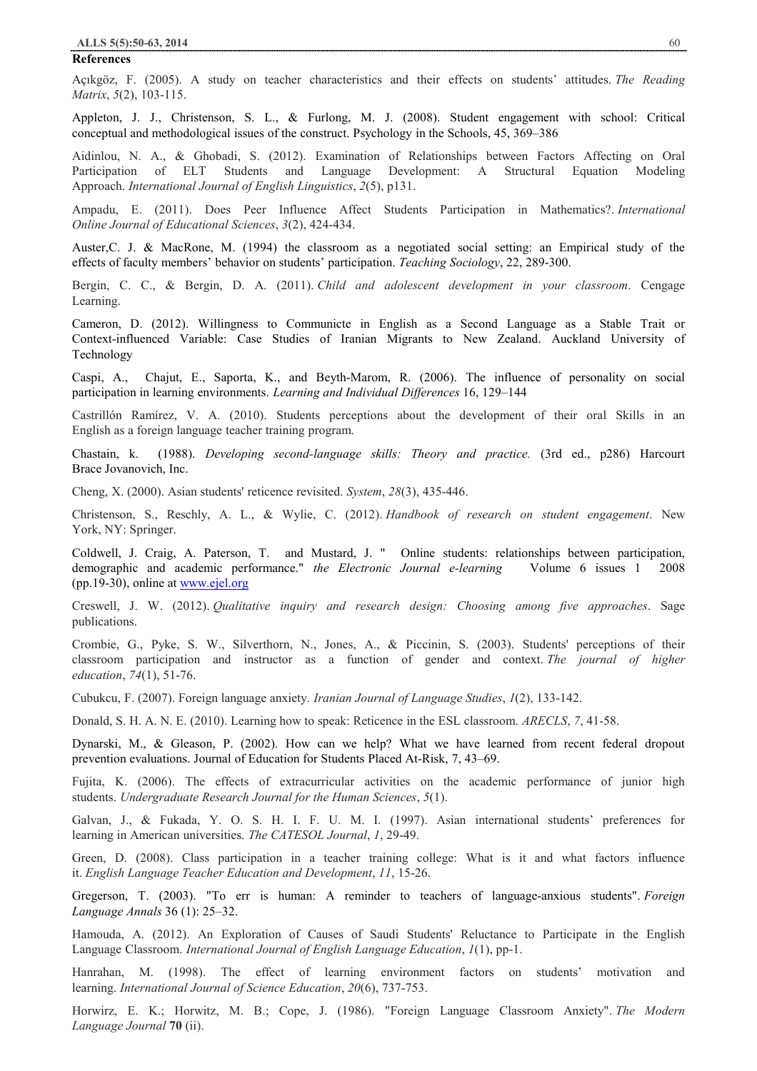## References

Açıkgöz, F. (2005). A study on teacher characteristics and their effects on students' attitudes. *The Reading Matrix*, *5*(2), 103-115.

Appleton, J. J., Christenson, S. L., & Furlong, M. J. (2008). Student engagement with school: Critical conceptual and methodological issues of the construct. Psychology in the Schools, 45, 369–386

Aidinlou, N. A., & Ghobadi, S. (2012). Examination of Relationships between Factors Affecting on Oral Participation of ELT Students and Language Development: A Structural Equation Modeling Approach. *International Journal of English Linguistics*, *2*(5), p131.

Ampadu, E. (2011). Does Peer Influence Affect Students Participation in Mathematics?. *International Online Journal of Educational Sciences*, *3*(2), 424-434.

Auster,C. J. & MacRone, M. (1994) the classroom as a negotiated social setting: an Empirical study of the effects of faculty members' behavior on students' participation. *Teaching Sociology*, 22, 289-300.

Bergin, C. C., & Bergin, D. A. (2011). *Child and adolescent development in your classroom*. Cengage Learning.

Cameron, D. (2012). Willingness to Communicte in English as a Second Language as a Stable Trait or Context-influenced Variable: Case Studies of Iranian Migrants to New Zealand. Auckland University of Technology

Caspi, A., Chajut, E., Saporta, K., and Beyth-Marom, R. (2006). The influence of personality on social participation in learning environments. *Learning and Individual Differences* 16, 129–144

Castrillón Ramírez, V. A. (2010). Students perceptions about the development of their oral Skills in an English as a foreign language teacher training program.

Chastain, k. (1988). *Developing second-language skills: Theory and practice.* (3rd ed., p286) Harcourt Brace Jovanovich, Inc.

Cheng, X. (2000). Asian students' reticence revisited. *System*, *28*(3), 435-446.

Christenson, S., Reschly, A. L., & Wylie, C. (2012). *Handbook of research on student engagement*. New York, NY: Springer.

Coldwell, J. Craig, A. Paterson, T. and Mustard, J. " Online students: relationships between participation, demographic and academic performance." *the Electronic Journal e-learning* Volume 6 issues 1 2008 (pp.19-30), online at www.ejel.org

Creswell, J. W. (2012). *Qualitative inquiry and research design: Choosing among five approaches*. Sage publications.

Crombie, G., Pyke, S. W., Silverthorn, N., Jones, A., & Piccinin, S. (2003). Students' perceptions of their classroom participation and instructor as a function of gender and context. *The journal of higher education*, *74*(1), 51-76.

Cubukcu, F. (2007). Foreign language anxiety. *Iranian Journal of Language Studies*, *1*(2), 133-142.

Donald, S. H. A. N. E. (2010). Learning how to speak: Reticence in the ESL classroom. *ARECLS*, *7*, 41-58.

Dynarski, M., & Gleason, P. (2002). How can we help? What we have learned from recent federal dropout prevention evaluations. Journal of Education for Students Placed At-Risk, 7, 43–69.

Fujita, K. (2006). The effects of extracurricular activities on the academic performance of junior high students. *Undergraduate Research Journal for the Human Sciences*, *5*(1).

Galvan, J., & Fukada, Y. O. S. H. I. F. U. M. I. (1997). Asian international students' preferences for learning in American universities. *The CATESOL Journal*, *1*, 29-49.

Green, D. (2008). Class participation in a teacher training college: What is it and what factors influence it. *English Language Teacher Education and Development*, *11*, 15-26.

Gregerson, T. (2003). "To err is human: A reminder to teachers of language-anxious students". *Foreign Language Annals* 36 (1): 25–32.

Hamouda, A. (2012). An Exploration of Causes of Saudi Students' Reluctance to Participate in the English Language Classroom. *International Journal of English Language Education*, *1*(1), pp-1.

Hanrahan, M. (1998). The effect of learning environment factors on students' motivation and learning. *International Journal of Science Education*, *20*(6), 737-753.

Horwirz, E. K.; Horwitz, M. B.; Cope, J. (1986). "Foreign Language Classroom Anxiety". *The Modern Language Journal* **70** (ii).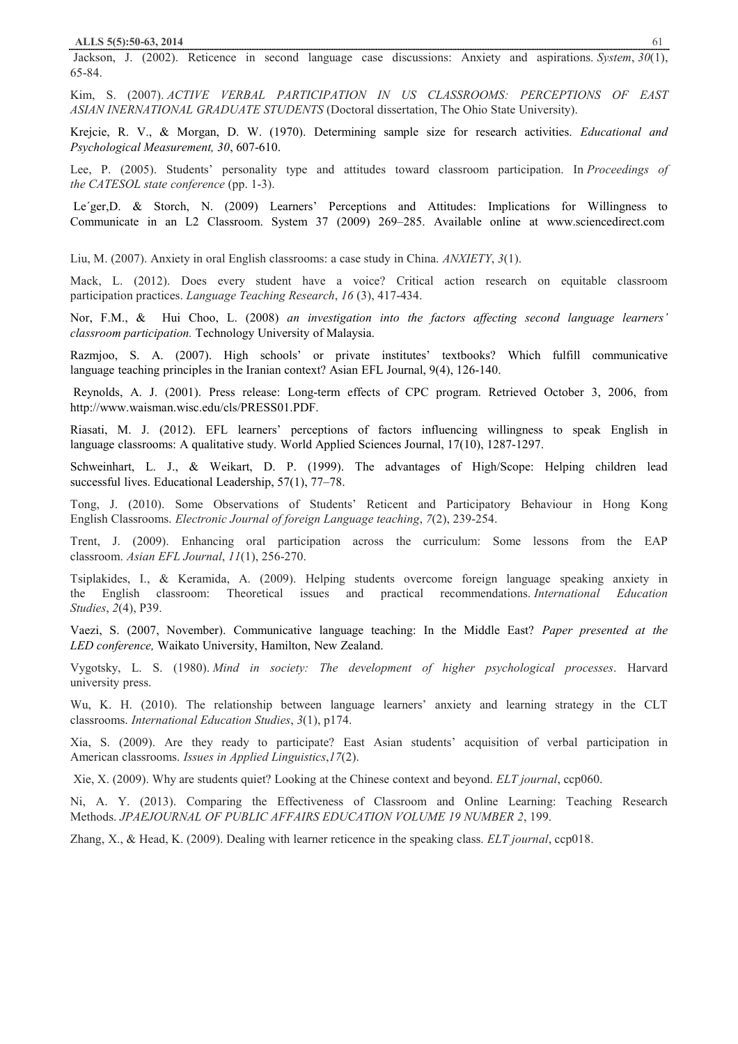Jackson, J. (2002). Reticence in second language case discussions: Anxiety and aspirations. *System*, *30*(1), 65-84.

Kim, S. (2007). *ACTIVE VERBAL PARTICIPATION IN US CLASSROOMS: PERCEPTIONS OF EAST ASIAN INERNATIONAL GRADUATE STUDENTS* (Doctoral dissertation, The Ohio State University).

Krejcie, R. V., & Morgan, D. W. (1970). Determining sample size for research activities. *Educational and Psychological Measurement, 30*, 607-610.

Lee, P. (2005). Students' personality type and attitudes toward classroom participation. In *Proceedings of the CATESOL state conference* (pp. 1-3).

Le´ger,D. & Storch, N. (2009) Learners' Perceptions and Attitudes: Implications for Willingness to Communicate in an L2 Classroom. System 37 (2009) 269–285. Available online at www.sciencedirect.com

Liu, M. (2007). Anxiety in oral English classrooms: a case study in China. *ANXIETY*, *3*(1).

Mack, L. (2012). Does every student have a voice? Critical action research on equitable classroom participation practices. *Language Teaching Research*, *16* (3), 417-434.

Nor, F.M., & Hui Choo, L. (2008) *an investigation into the factors affecting second language learners' classroom participation.* Technology University of Malaysia.

Razmjoo, S. A. (2007). High schools' or private institutes' textbooks? Which fulfill communicative language teaching principles in the Iranian context? Asian EFL Journal, 9(4), 126-140.

Reynolds, A. J. (2001). Press release: Long-term effects of CPC program. Retrieved October 3, 2006, from http://www.waisman.wisc.edu/cls/PRESS01.PDF.

Riasati, M. J. (2012). EFL learners' perceptions of factors influencing willingness to speak English in language classrooms: A qualitative study. World Applied Sciences Journal, 17(10), 1287-1297.

Schweinhart, L. J., & Weikart, D. P. (1999). The advantages of High/Scope: Helping children lead successful lives. Educational Leadership, 57(1), 77–78.

Tong, J. (2010). Some Observations of Students' Reticent and Participatory Behaviour in Hong Kong English Classrooms. *Electronic Journal of foreign Language teaching*, *7*(2), 239-254.

Trent, J. (2009). Enhancing oral participation across the curriculum: Some lessons from the EAP classroom. *Asian EFL Journal*, *11*(1), 256-270.

Tsiplakides, I., & Keramida, A. (2009). Helping students overcome foreign language speaking anxiety in the English classroom: Theoretical issues and practical recommendations. *International Education Studies*, *2*(4), P39.

Vaezi, S. (2007, November). Communicative language teaching: In the Middle East? *Paper presented at the LED conference,* Waikato University, Hamilton, New Zealand.

Vygotsky, L. S. (1980). *Mind in society: The development of higher psychological processes*. Harvard university press.

Wu, K. H. (2010). The relationship between language learners' anxiety and learning strategy in the CLT classrooms. *International Education Studies*, *3*(1), p174.

Xia, S. (2009). Are they ready to participate? East Asian students' acquisition of verbal participation in American classrooms. *Issues in Applied Linguistics*,*17*(2).

Xie, X. (2009). Why are students quiet? Looking at the Chinese context and beyond. *ELT journal*, ccp060.

Ni, A. Y. (2013). Comparing the Effectiveness of Classroom and Online Learning: Teaching Research Methods. *JPAEJOURNAL OF PUBLIC AFFAIRS EDUCATION VOLUME 19 NUMBER 2*, 199.

Zhang, X., & Head, K. (2009). Dealing with learner reticence in the speaking class. *ELT journal*, ccp018.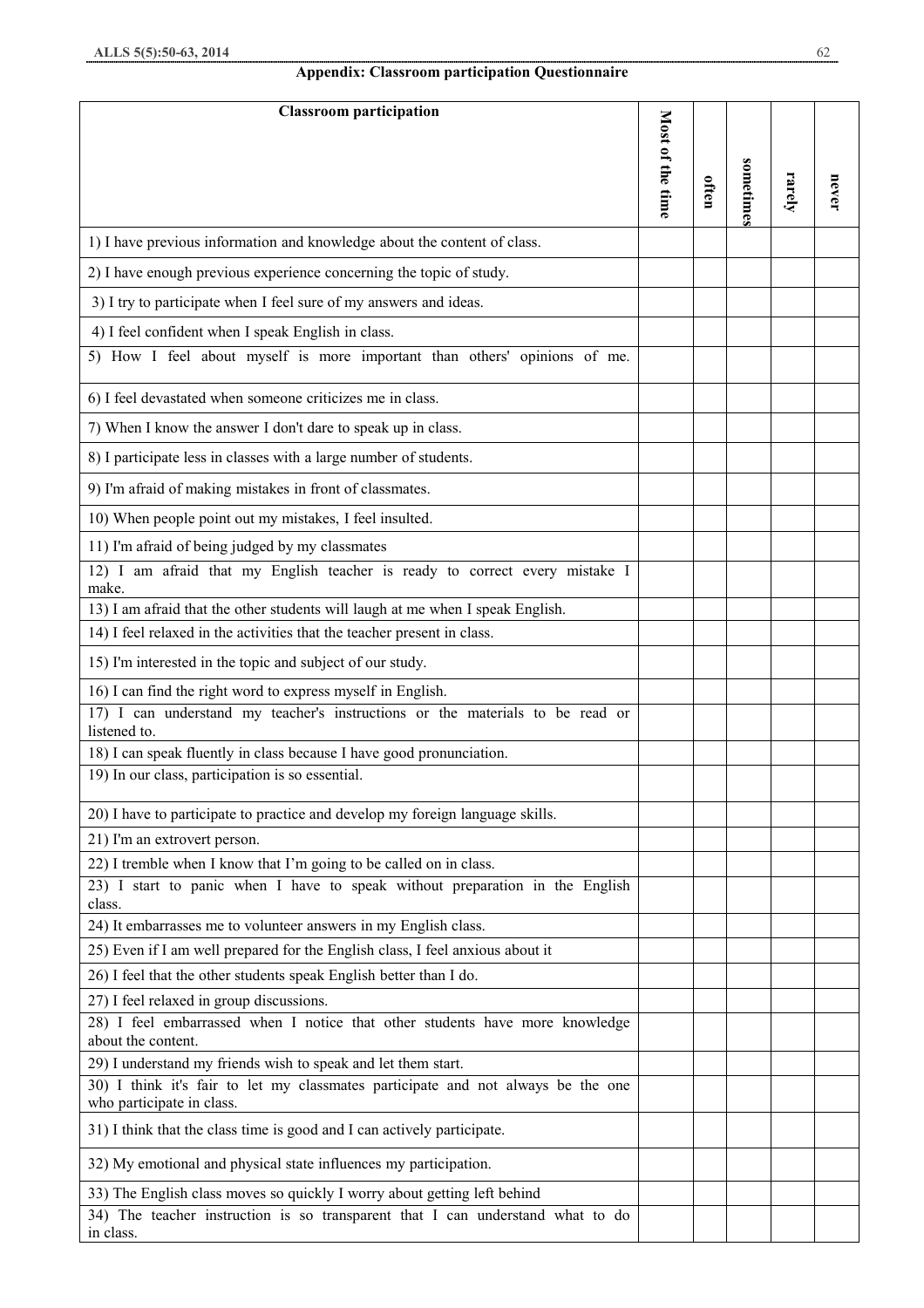**Appendix: Classroom participation Questionnaire**

| Classroom participation | Most of the time | often | sometimes | rarely | never |
|---|---|---|---|---|---|
| 1) I have previous information and knowledge about the content of class. | | | | | |
| 2) I have enough previous experience concerning the topic of study. | | | | | |
| 3) I try to participate when I feel sure of my answers and ideas. | | | | | |
| 4) I feel confident when I speak English in class. | | | | | |
| 5) How I feel about myself is more important than others' opinions of me. | | | | | |
| 6) I feel devastated when someone criticizes me in class. | | | | | |
| 7) When I know the answer I don't dare to speak up in class. | | | | | |
| 8) I participate less in classes with a large number of students. | | | | | |
| 9) I'm afraid of making mistakes in front of classmates. | | | | | |
| 10) When people point out my mistakes, I feel insulted. | | | | | |
| 11) I'm afraid of being judged by my classmates | | | | | |
| 12) I am afraid that my English teacher is ready to correct every mistake I make. | | | | | |
| 13) I am afraid that the other students will laugh at me when I speak English. | | | | | |
| 14) I feel relaxed in the activities that the teacher present in class. | | | | | |
| 15) I'm interested in the topic and subject of our study. | | | | | |
| 16) I can find the right word to express myself in English. | | | | | |
| 17) I can understand my teacher's instructions or the materials to be read or listened to. | | | | | |
| 18) I can speak fluently in class because I have good pronunciation. | | | | | |
| 19) In our class, participation is so essential. | | | | | |
| 20) I have to participate to practice and develop my foreign language skills. | | | | | |
| 21) I'm an extrovert person. | | | | | |
| 22) I tremble when I know that I'm going to be called on in class. | | | | | |
| 23) I start to panic when I have to speak without preparation in the English class. | | | | | |
| 24) It embarrasses me to volunteer answers in my English class. | | | | | |
| 25) Even if I am well prepared for the English class, I feel anxious about it | | | | | |
| 26) I feel that the other students speak English better than I do. | | | | | |
| 27) I feel relaxed in group discussions. | | | | | |
| 28) I feel embarrassed when I notice that other students have more knowledge about the content. | | | | | |
| 29) I understand my friends wish to speak and let them start. | | | | | |
| 30) I think it's fair to let my classmates participate and not always be the one who participate in class. | | | | | |
| 31) I think that the class time is good and I can actively participate. | | | | | |
| 32) My emotional and physical state influences my participation. | | | | | |
| 33) The English class moves so quickly I worry about getting left behind | | | | | |
| 34) The teacher instruction is so transparent that I can understand what to do in class. | | | | | |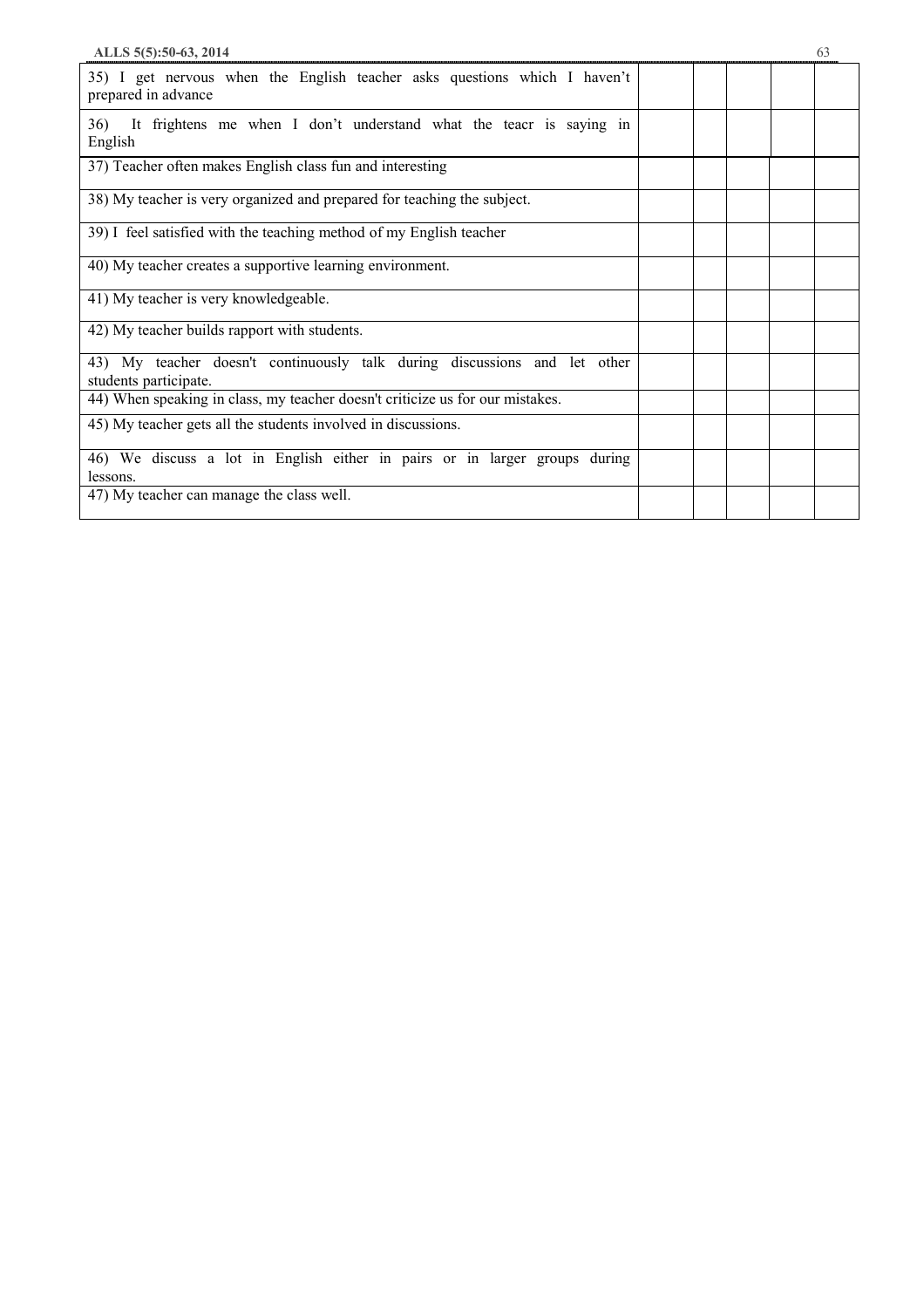| | | | | | |
|---|---|---|---|---|---|
| 35) I get nervous when the English teacher asks questions which I haven't prepared in advance | | | | | |
| 36) It frightens me when I don't understand what the teacr is saying in English | | | | | |
| 37) Teacher often makes English class fun and interesting | | | | | |
| 38) My teacher is very organized and prepared for teaching the subject. | | | | | |
| 39) I feel satisfied with the teaching method of my English teacher | | | | | |
| 40) My teacher creates a supportive learning environment. | | | | | |
| 41) My teacher is very knowledgeable. | | | | | |
| 42) My teacher builds rapport with students. | | | | | |
| 43) My teacher doesn't continuously talk during discussions and let other students participate. | | | | | |
| 44) When speaking in class, my teacher doesn't criticize us for our mistakes. | | | | | |
| 45) My teacher gets all the students involved in discussions. | | | | | |
| 46) We discuss a lot in English either in pairs or in larger groups during lessons. | | | | | |
| 47) My teacher can manage the class well. | | | | | |